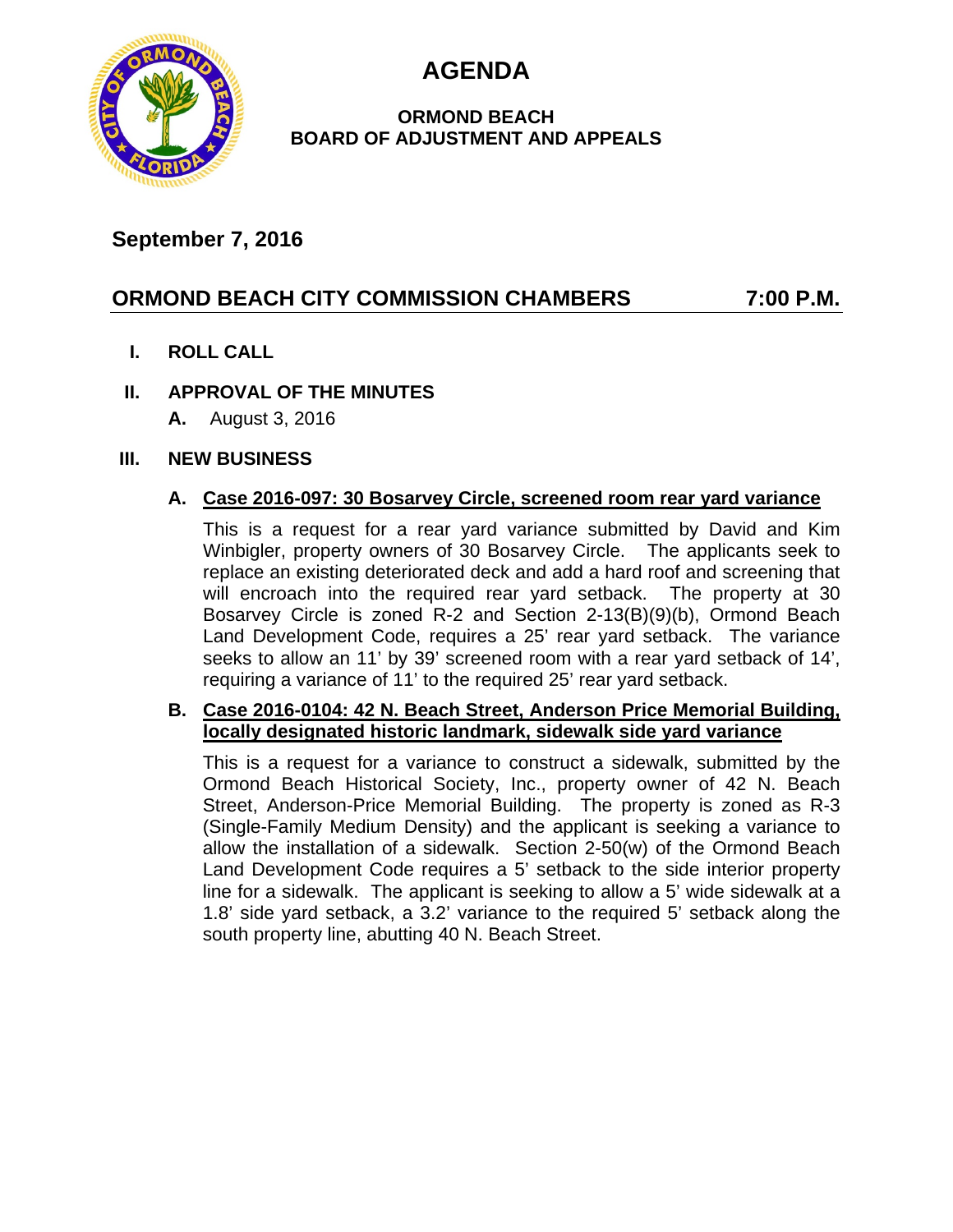# AGENDA

## ORMOND BEACH
## BOARD OF ADJUSTMENT AND APPEALS

**September 7, 2016**

**ORMOND BEACH CITY COMMISSION CHAMBERS — 7:00 P.M.**

**I. ROLL CALL**

**II. APPROVAL OF THE MINUTES**

**A.** August 3, 2016

**III. NEW BUSINESS**

**A. Case 2016-097: 30 Bosarvey Circle, screened room rear yard variance**

This is a request for a rear yard variance submitted by David and Kim Winbigler, property owners of 30 Bosarvey Circle. The applicants seek to replace an existing deteriorated deck and add a hard roof and screening that will encroach into the required rear yard setback. The property at 30 Bosarvey Circle is zoned R-2 and Section 2-13(B)(9)(b), Ormond Beach Land Development Code, requires a 25' rear yard setback. The variance seeks to allow an 11' by 39' screened room with a rear yard setback of 14', requiring a variance of 11' to the required 25' rear yard setback.

**B. Case 2016-0104: 42 N. Beach Street, Anderson Price Memorial Building, locally designated historic landmark, sidewalk side yard variance**

This is a request for a variance to construct a sidewalk, submitted by the Ormond Beach Historical Society, Inc., property owner of 42 N. Beach Street, Anderson-Price Memorial Building. The property is zoned as R-3 (Single-Family Medium Density) and the applicant is seeking a variance to allow the installation of a sidewalk. Section 2-50(w) of the Ormond Beach Land Development Code requires a 5' setback to the side interior property line for a sidewalk. The applicant is seeking to allow a 5' wide sidewalk at a 1.8' side yard setback, a 3.2' variance to the required 5' setback along the south property line, abutting 40 N. Beach Street.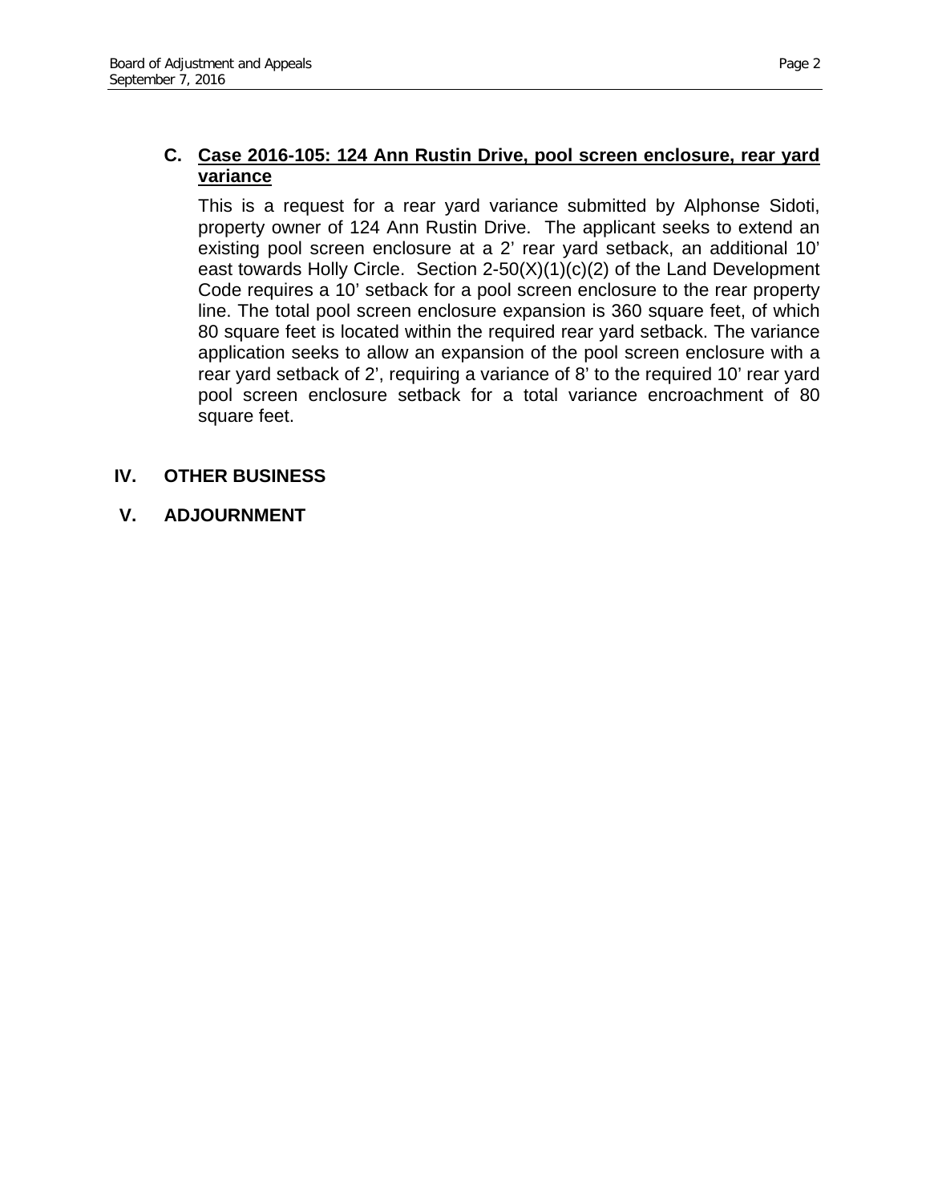### C. <u>Case 2016-105: 124 Ann Rustin Drive, pool screen enclosure, rear yard variance</u>

This is a request for a rear yard variance submitted by Alphonse Sidoti, property owner of 124 Ann Rustin Drive. The applicant seeks to extend an existing pool screen enclosure at a 2' rear yard setback, an additional 10' east towards Holly Circle. Section 2-50(X)(1)(c)(2) of the Land Development Code requires a 10' setback for a pool screen enclosure to the rear property line. The total pool screen enclosure expansion is 360 square feet, of which 80 square feet is located within the required rear yard setback. The variance application seeks to allow an expansion of the pool screen enclosure with a rear yard setback of 2', requiring a variance of 8' to the required 10' rear yard pool screen enclosure setback for a total variance encroachment of 80 square feet.

## IV. OTHER BUSINESS

## V. ADJOURNMENT